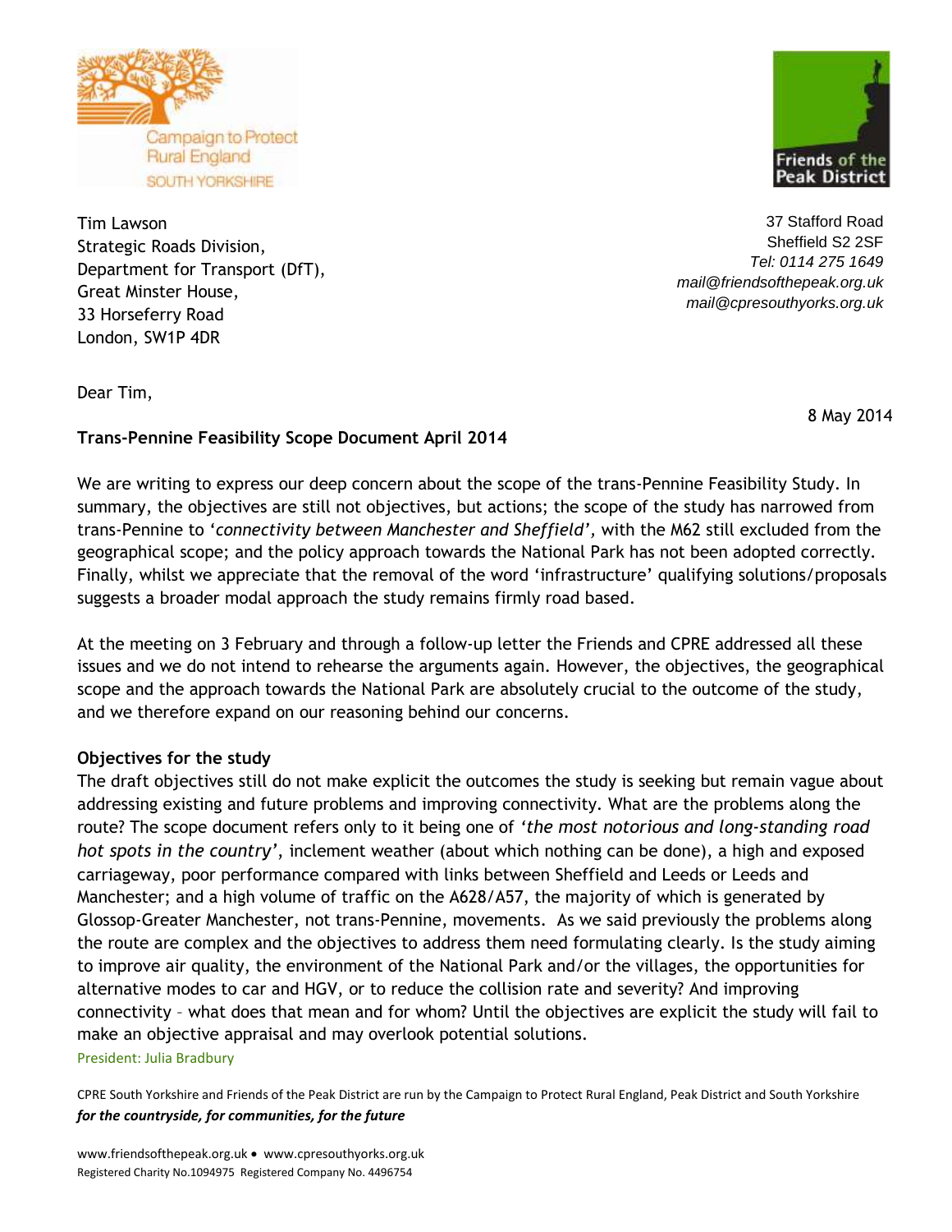Campaign to Protect Rural England
SOUTH YORKSHIRE

Friends of the Peak District

Tim Lawson
Strategic Roads Division,
Department for Transport (DfT),
Great Minster House,
33 Horseferry Road
London, SW1P 4DR

37 Stafford Road
Sheffield S2 2SF
*Tel: 0114 275 1649*
*mail@friendsofthepeak.org.uk*
*mail@cpresouthyorks.org.uk*

Dear Tim,

8 May 2014

**Trans-Pennine Feasibility Scope Document April 2014**

We are writing to express our deep concern about the scope of the trans-Pennine Feasibility Study. In summary, the objectives are still not objectives, but actions; the scope of the study has narrowed from trans-Pennine to '*connectivity between Manchester and Sheffield*', with the M62 still excluded from the geographical scope; and the policy approach towards the National Park has not been adopted correctly. Finally, whilst we appreciate that the removal of the word 'infrastructure' qualifying solutions/proposals suggests a broader modal approach the study remains firmly road based.

At the meeting on 3 February and through a follow-up letter the Friends and CPRE addressed all these issues and we do not intend to rehearse the arguments again. However, the objectives, the geographical scope and the approach towards the National Park are absolutely crucial to the outcome of the study, and we therefore expand on our reasoning behind our concerns.

**Objectives for the study**

The draft objectives still do not make explicit the outcomes the study is seeking but remain vague about addressing existing and future problems and improving connectivity. What are the problems along the route? The scope document refers only to it being one of *'the most notorious and long-standing road hot spots in the country'*, inclement weather (about which nothing can be done), a high and exposed carriageway, poor performance compared with links between Sheffield and Leeds or Leeds and Manchester; and a high volume of traffic on the A628/A57, the majority of which is generated by Glossop-Greater Manchester, not trans-Pennine, movements. As we said previously the problems along the route are complex and the objectives to address them need formulating clearly. Is the study aiming to improve air quality, the environment of the National Park and/or the villages, the opportunities for alternative modes to car and HGV, or to reduce the collision rate and severity? And improving connectivity – what does that mean and for whom? Until the objectives are explicit the study will fail to make an objective appraisal and may overlook potential solutions.

President: Julia Bradbury

CPRE South Yorkshire and Friends of the Peak District are run by the Campaign to Protect Rural England, Peak District and South Yorkshire
***for the countryside, for communities, for the future***

www.friendsofthepeak.org.uk • www.cpresouthyorks.org.uk
Registered Charity No.1094975 Registered Company No. 4496754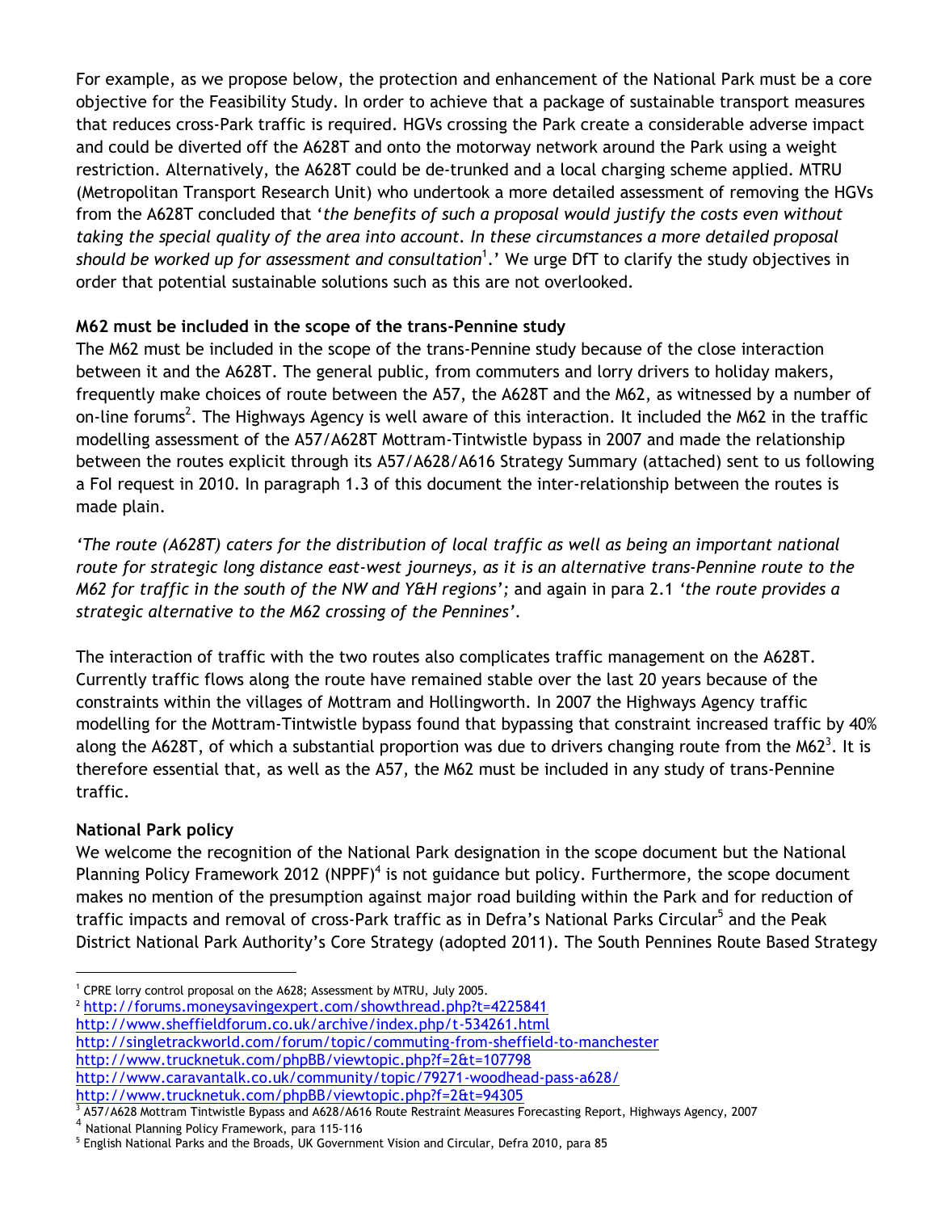For example, as we propose below, the protection and enhancement of the National Park must be a core objective for the Feasibility Study. In order to achieve that a package of sustainable transport measures that reduces cross-Park traffic is required. HGVs crossing the Park create a considerable adverse impact and could be diverted off the A628T and onto the motorway network around the Park using a weight restriction. Alternatively, the A628T could be de-trunked and a local charging scheme applied. MTRU (Metropolitan Transport Research Unit) who undertook a more detailed assessment of removing the HGVs from the A628T concluded that '*the benefits of such a proposal would justify the costs even without taking the special quality of the area into account. In these circumstances a more detailed proposal should be worked up for assessment and consultation*[1].' We urge DfT to clarify the study objectives in order that potential sustainable solutions such as this are not overlooked.

**M62 must be included in the scope of the trans-Pennine study**

The M62 must be included in the scope of the trans-Pennine study because of the close interaction between it and the A628T. The general public, from commuters and lorry drivers to holiday makers, frequently make choices of route between the A57, the A628T and the M62, as witnessed by a number of on-line forums[2]. The Highways Agency is well aware of this interaction. It included the M62 in the traffic modelling assessment of the A57/A628T Mottram-Tintwistle bypass in 2007 and made the relationship between the routes explicit through its A57/A628/A616 Strategy Summary (attached) sent to us following a FoI request in 2010. In paragraph 1.3 of this document the inter-relationship between the routes is made plain.

'*The route (A628T) caters for the distribution of local traffic as well as being an important national route for strategic long distance east-west journeys, as it is an alternative trans-Pennine route to the M62 for traffic in the south of the NW and Y&H regions*'; and again in para 2.1 '*the route provides a strategic alternative to the M62 crossing of the Pennines*'.

The interaction of traffic with the two routes also complicates traffic management on the A628T. Currently traffic flows along the route have remained stable over the last 20 years because of the constraints within the villages of Mottram and Hollingworth. In 2007 the Highways Agency traffic modelling for the Mottram-Tintwistle bypass found that bypassing that constraint increased traffic by 40% along the A628T, of which a substantial proportion was due to drivers changing route from the M62[3]. It is therefore essential that, as well as the A57, the M62 must be included in any study of trans-Pennine traffic.

**National Park policy**

We welcome the recognition of the National Park designation in the scope document but the National Planning Policy Framework 2012 (NPPF)[4] is not guidance but policy. Furthermore, the scope document makes no mention of the presumption against major road building within the Park and for reduction of traffic impacts and removal of cross-Park traffic as in Defra's National Parks Circular[5] and the Peak District National Park Authority's Core Strategy (adopted 2011). The South Pennines Route Based Strategy

---

[1] CPRE lorry control proposal on the A628; Assessment by MTRU, July 2005.

[2] http://forums.moneysavingexpert.com/showthread.php?t=4225841
http://www.sheffieldforum.co.uk/archive/index.php/t-534261.html
http://singletrackworld.com/forum/topic/commuting-from-sheffield-to-manchester
http://www.trucknetuk.com/phpBB/viewtopic.php?f=2&t=107798
http://www.caravantalk.co.uk/community/topic/79271-woodhead-pass-a628/
http://www.trucknetuk.com/phpBB/viewtopic.php?f=2&t=94305

[3] A57/A628 Mottram Tintwistle Bypass and A628/A616 Route Restraint Measures Forecasting Report, Highways Agency, 2007

[4] National Planning Policy Framework, para 115-116

[5] English National Parks and the Broads, UK Government Vision and Circular, Defra 2010, para 85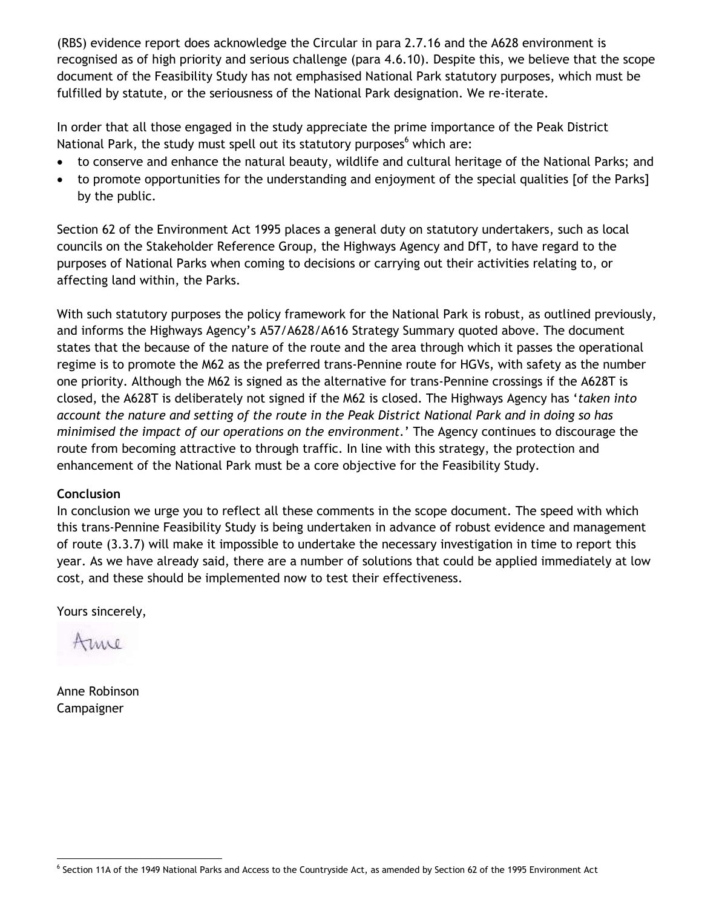(RBS) evidence report does acknowledge the Circular in para 2.7.16 and the A628 environment is recognised as of high priority and serious challenge (para 4.6.10). Despite this, we believe that the scope document of the Feasibility Study has not emphasised National Park statutory purposes, which must be fulfilled by statute, or the seriousness of the National Park designation. We re-iterate.

In order that all those engaged in the study appreciate the prime importance of the Peak District National Park, the study must spell out its statutory purposes[6] which are:

- to conserve and enhance the natural beauty, wildlife and cultural heritage of the National Parks; and
- to promote opportunities for the understanding and enjoyment of the special qualities [of the Parks] by the public.

Section 62 of the Environment Act 1995 places a general duty on statutory undertakers, such as local councils on the Stakeholder Reference Group, the Highways Agency and DfT, to have regard to the purposes of National Parks when coming to decisions or carrying out their activities relating to, or affecting land within, the Parks.

With such statutory purposes the policy framework for the National Park is robust, as outlined previously, and informs the Highways Agency's A57/A628/A616 Strategy Summary quoted above. The document states that the because of the nature of the route and the area through which it passes the operational regime is to promote the M62 as the preferred trans-Pennine route for HGVs, with safety as the number one priority. Although the M62 is signed as the alternative for trans-Pennine crossings if the A628T is closed, the A628T is deliberately not signed if the M62 is closed. The Highways Agency has '*taken into account the nature and setting of the route in the Peak District National Park and in doing so has minimised the impact of our operations on the environment.*' The Agency continues to discourage the route from becoming attractive to through traffic. In line with this strategy, the protection and enhancement of the National Park must be a core objective for the Feasibility Study.

**Conclusion**

In conclusion we urge you to reflect all these comments in the scope document. The speed with which this trans-Pennine Feasibility Study is being undertaken in advance of robust evidence and management of route (3.3.7) will make it impossible to undertake the necessary investigation in time to report this year. As we have already said, there are a number of solutions that could be applied immediately at low cost, and these should be implemented now to test their effectiveness.

Yours sincerely,

Anne

Anne Robinson
Campaigner

[6] Section 11A of the 1949 National Parks and Access to the Countryside Act, as amended by Section 62 of the 1995 Environment Act